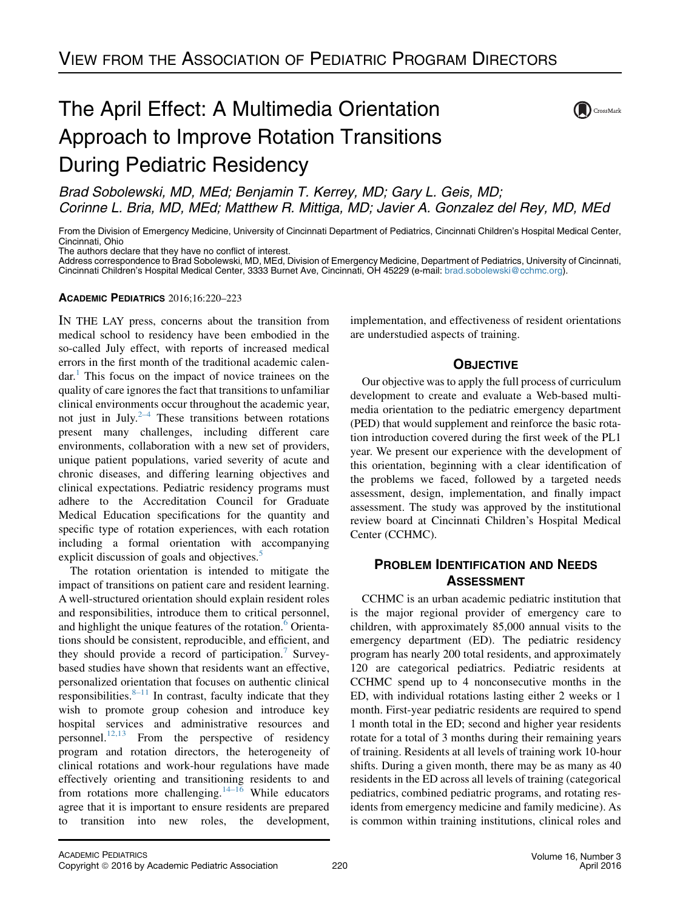# VIEW FROM THE ASSOCIATION OF PEDIATRIC PROGRAM DIRECTORS

# The April Effect: A Multimedia Orientation Approach to Improve Rotation Transitions During Pediatric Residency

*Brad Sobolewski, MD, MEd; Benjamin T. Kerrey, MD; Gary L. Geis, MD; Corinne L. Bria, MD, MEd; Matthew R. Mittiga, MD; Javier A. Gonzalez del Rey, MD, MEd*

From the Division of Emergency Medicine, University of Cincinnati Department of Pediatrics, Cincinnati Children's Hospital Medical Center, Cincinnati, Ohio

The authors declare that they have no conflict of interest.

Address correspondence to Brad Sobolewski, MD, MEd, Division of Emergency Medicine, Department of Pediatrics, University of Cincinnati, Cincinnati Children's Hospital Medical Center, 3333 Burnet Ave, Cincinnati, OH 45229 (e-mail: brad.sobolewski@cchmc.org).

**ACADEMIC PEDIATRICS** 2016;16:220–223

IN THE LAY press, concerns about the transition from medical school to residency have been embodied in the so-called July effect, with reports of increased medical errors in the first month of the traditional academic calendar.[1] This focus on the impact of novice trainees on the quality of care ignores the fact that transitions to unfamiliar clinical environments occur throughout the academic year, not just in July.[2–4] These transitions between rotations present many challenges, including different care environments, collaboration with a new set of providers, unique patient populations, varied severity of acute and chronic diseases, and differing learning objectives and clinical expectations. Pediatric residency programs must adhere to the Accreditation Council for Graduate Medical Education specifications for the quantity and specific type of rotation experiences, with each rotation including a formal orientation with accompanying explicit discussion of goals and objectives.[5]

The rotation orientation is intended to mitigate the impact of transitions on patient care and resident learning. A well-structured orientation should explain resident roles and responsibilities, introduce them to critical personnel, and highlight the unique features of the rotation.[6] Orientations should be consistent, reproducible, and efficient, and they should provide a record of participation.[7] Survey-based studies have shown that residents want an effective, personalized orientation that focuses on authentic clinical responsibilities.[8–11] In contrast, faculty indicate that they wish to promote group cohesion and introduce key hospital services and administrative resources and personnel.[12,13] From the perspective of residency program and rotation directors, the heterogeneity of clinical rotations and work-hour regulations have made effectively orienting and transitioning residents to and from rotations more challenging.[14–16] While educators agree that it is important to ensure residents are prepared to transition into new roles, the development, implementation, and effectiveness of resident orientations are understudied aspects of training.

## OBJECTIVE

Our objective was to apply the full process of curriculum development to create and evaluate a Web-based multimedia orientation to the pediatric emergency department (PED) that would supplement and reinforce the basic rotation introduction covered during the first week of the PL1 year. We present our experience with the development of this orientation, beginning with a clear identification of the problems we faced, followed by a targeted needs assessment, design, implementation, and finally impact assessment. The study was approved by the institutional review board at Cincinnati Children's Hospital Medical Center (CCHMC).

## PROBLEM IDENTIFICATION AND NEEDS ASSESSMENT

CCHMC is an urban academic pediatric institution that is the major regional provider of emergency care to children, with approximately 85,000 annual visits to the emergency department (ED). The pediatric residency program has nearly 200 total residents, and approximately 120 are categorical pediatrics. Pediatric residents at CCHMC spend up to 4 nonconsecutive months in the ED, with individual rotations lasting either 2 weeks or 1 month. First-year pediatric residents are required to spend 1 month total in the ED; second and higher year residents rotate for a total of 3 months during their remaining years of training. Residents at all levels of training work 10-hour shifts. During a given month, there may be as many as 40 residents in the ED across all levels of training (categorical pediatrics, combined pediatric programs, and rotating residents from emergency medicine and family medicine). As is common within training institutions, clinical roles and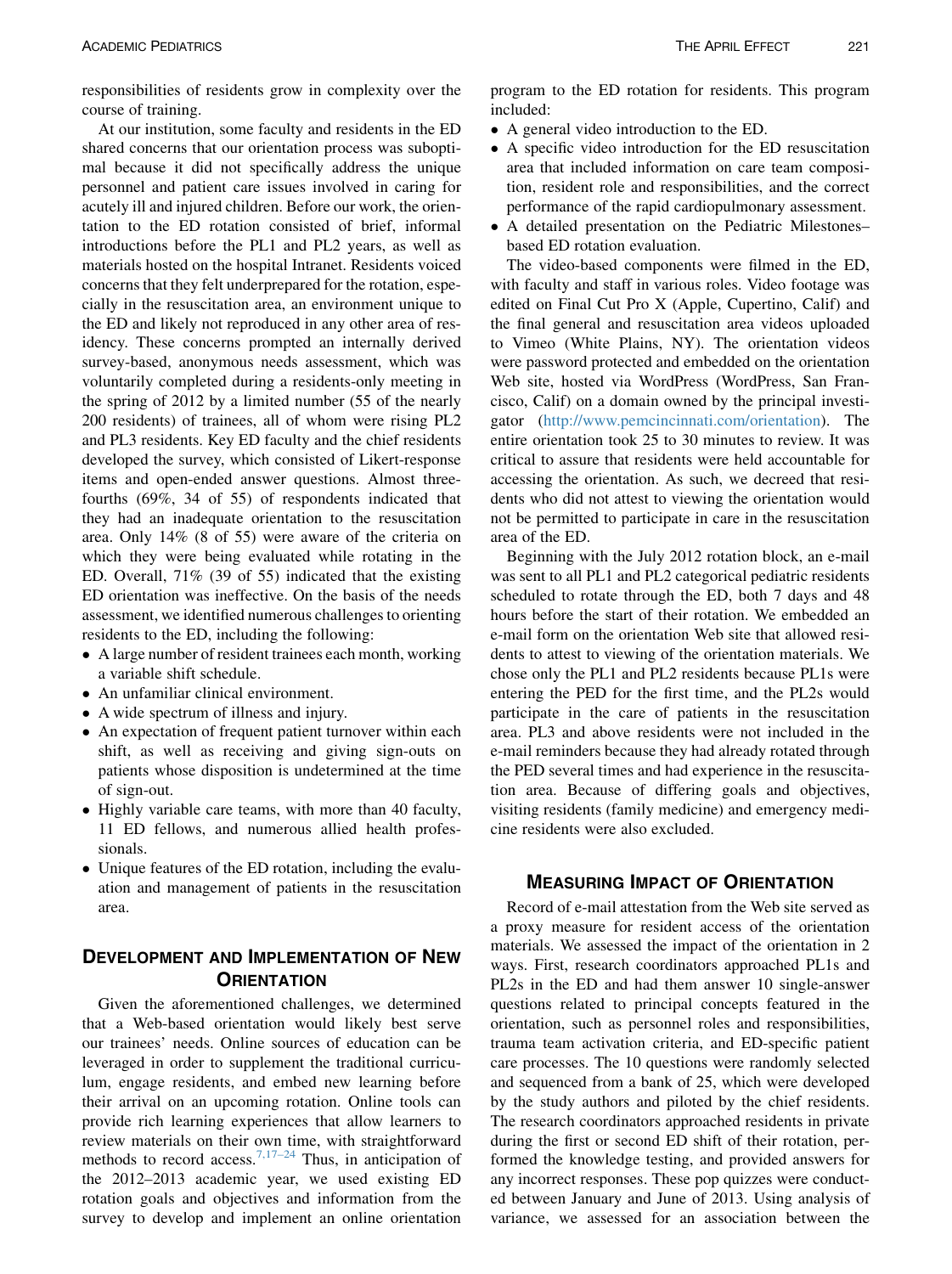responsibilities of residents grow in complexity over the course of training.

At our institution, some faculty and residents in the ED shared concerns that our orientation process was suboptimal because it did not specifically address the unique personnel and patient care issues involved in caring for acutely ill and injured children. Before our work, the orientation to the ED rotation consisted of brief, informal introductions before the PL1 and PL2 years, as well as materials hosted on the hospital Intranet. Residents voiced concerns that they felt underprepared for the rotation, especially in the resuscitation area, an environment unique to the ED and likely not reproduced in any other area of residency. These concerns prompted an internally derived survey-based, anonymous needs assessment, which was voluntarily completed during a residents-only meeting in the spring of 2012 by a limited number (55 of the nearly 200 residents) of trainees, all of whom were rising PL2 and PL3 residents. Key ED faculty and the chief residents developed the survey, which consisted of Likert-response items and open-ended answer questions. Almost three-fourths (69%, 34 of 55) of respondents indicated that they had an inadequate orientation to the resuscitation area. Only 14% (8 of 55) were aware of the criteria on which they were being evaluated while rotating in the ED. Overall, 71% (39 of 55) indicated that the existing ED orientation was ineffective. On the basis of the needs assessment, we identified numerous challenges to orienting residents to the ED, including the following:

- A large number of resident trainees each month, working a variable shift schedule.
- An unfamiliar clinical environment.
- A wide spectrum of illness and injury.
- An expectation of frequent patient turnover within each shift, as well as receiving and giving sign-outs on patients whose disposition is undetermined at the time of sign-out.
- Highly variable care teams, with more than 40 faculty, 11 ED fellows, and numerous allied health professionals.
- Unique features of the ED rotation, including the evaluation and management of patients in the resuscitation area.

## Development and Implementation of New Orientation

Given the aforementioned challenges, we determined that a Web-based orientation would likely best serve our trainees' needs. Online sources of education can be leveraged in order to supplement the traditional curriculum, engage residents, and embed new learning before their arrival on an upcoming rotation. Online tools can provide rich learning experiences that allow learners to review materials on their own time, with straightforward methods to record access.[7,17–24] Thus, in anticipation of the 2012–2013 academic year, we used existing ED rotation goals and objectives and information from the survey to develop and implement an online orientation program to the ED rotation for residents. This program included:

- A general video introduction to the ED.
- A specific video introduction for the ED resuscitation area that included information on care team composition, resident role and responsibilities, and the correct performance of the rapid cardiopulmonary assessment.
- A detailed presentation on the Pediatric Milestones–based ED rotation evaluation.

The video-based components were filmed in the ED, with faculty and staff in various roles. Video footage was edited on Final Cut Pro X (Apple, Cupertino, Calif) and the final general and resuscitation area videos uploaded to Vimeo (White Plains, NY). The orientation videos were password protected and embedded on the orientation Web site, hosted via WordPress (WordPress, San Francisco, Calif) on a domain owned by the principal investigator (http://www.pemcincinnati.com/orientation). The entire orientation took 25 to 30 minutes to review. It was critical to assure that residents were held accountable for accessing the orientation. As such, we decreed that residents who did not attest to viewing the orientation would not be permitted to participate in care in the resuscitation area of the ED.

Beginning with the July 2012 rotation block, an e-mail was sent to all PL1 and PL2 categorical pediatric residents scheduled to rotate through the ED, both 7 days and 48 hours before the start of their rotation. We embedded an e-mail form on the orientation Web site that allowed residents to attest to viewing of the orientation materials. We chose only the PL1 and PL2 residents because PL1s were entering the PED for the first time, and the PL2s would participate in the care of patients in the resuscitation area. PL3 and above residents were not included in the e-mail reminders because they had already rotated through the PED several times and had experience in the resuscitation area. Because of differing goals and objectives, visiting residents (family medicine) and emergency medicine residents were also excluded.

## Measuring Impact of Orientation

Record of e-mail attestation from the Web site served as a proxy measure for resident access of the orientation materials. We assessed the impact of the orientation in 2 ways. First, research coordinators approached PL1s and PL2s in the ED and had them answer 10 single-answer questions related to principal concepts featured in the orientation, such as personnel roles and responsibilities, trauma team activation criteria, and ED-specific patient care processes. The 10 questions were randomly selected and sequenced from a bank of 25, which were developed by the study authors and piloted by the chief residents. The research coordinators approached residents in private during the first or second ED shift of their rotation, performed the knowledge testing, and provided answers for any incorrect responses. These pop quizzes were conducted between January and June of 2013. Using analysis of variance, we assessed for an association between the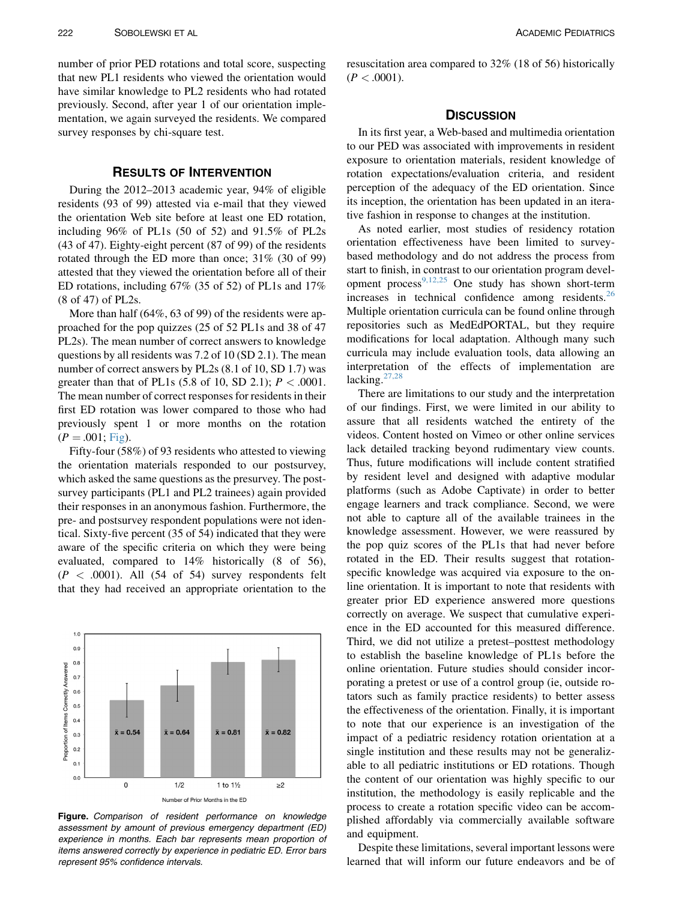number of prior PED rotations and total score, suspecting that new PL1 residents who viewed the orientation would have similar knowledge to PL2 residents who had rotated previously. Second, after year 1 of our orientation implementation, we again surveyed the residents. We compared survey responses by chi-square test.

## Results of Intervention

During the 2012–2013 academic year, 94% of eligible residents (93 of 99) attested via e-mail that they viewed the orientation Web site before at least one ED rotation, including 96% of PL1s (50 of 52) and 91.5% of PL2s (43 of 47). Eighty-eight percent (87 of 99) of the residents rotated through the ED more than once; 31% (30 of 99) attested that they viewed the orientation before all of their ED rotations, including 67% (35 of 52) of PL1s and 17% (8 of 47) of PL2s.

More than half (64%, 63 of 99) of the residents were approached for the pop quizzes (25 of 52 PL1s and 38 of 47 PL2s). The mean number of correct answers to knowledge questions by all residents was 7.2 of 10 (SD 2.1). The mean number of correct answers by PL2s (8.1 of 10, SD 1.7) was greater than that of PL1s (5.8 of 10, SD 2.1); $P < .0001$. The mean number of correct responses for residents in their first ED rotation was lower compared to those who had previously spent 1 or more months on the rotation ($P = .001$; Fig).

Fifty-four (58%) of 93 residents who attested to viewing the orientation materials responded to our postsurvey, which asked the same questions as the presurvey. The postsurvey participants (PL1 and PL2 trainees) again provided their responses in an anonymous fashion. Furthermore, the pre- and postsurvey respondent populations were not identical. Sixty-five percent (35 of 54) indicated that they were aware of the specific criteria on which they were being evaluated, compared to 14% historically (8 of 56), ($P < .0001$). All (54 of 54) survey respondents felt that they had received an appropriate orientation to the resuscitation area compared to 32% (18 of 56) historically ($P < .0001$).

**Figure.** *Comparison of resident performance on knowledge assessment by amount of previous emergency department (ED) experience in months. Each bar represents mean proportion of items answered correctly by experience in pediatric ED. Error bars represent 95% confidence intervals.*

## Discussion

In its first year, a Web-based and multimedia orientation to our PED was associated with improvements in resident exposure to orientation materials, resident knowledge of rotation expectations/evaluation criteria, and resident perception of the adequacy of the ED orientation. Since its inception, the orientation has been updated in an iterative fashion in response to changes at the institution.

As noted earlier, most studies of residency rotation orientation effectiveness have been limited to survey-based methodology and do not address the process from start to finish, in contrast to our orientation program development process[9,12,25] One study has shown short-term increases in technical confidence among residents.[26] Multiple orientation curricula can be found online through repositories such as MedEdPORTAL, but they require modifications for local adaptation. Although many such curricula may include evaluation tools, data allowing an interpretation of the effects of implementation are lacking.[27,28]

There are limitations to our study and the interpretation of our findings. First, we were limited in our ability to assure that all residents watched the entirety of the videos. Content hosted on Vimeo or other online services lack detailed tracking beyond rudimentary view counts. Thus, future modifications will include content stratified by resident level and designed with adaptive modular platforms (such as Adobe Captivate) in order to better engage learners and track compliance. Second, we were not able to capture all of the available trainees in the knowledge assessment. However, we were reassured by the pop quiz scores of the PL1s that had never before rotated in the ED. Their results suggest that rotation-specific knowledge was acquired via exposure to the online orientation. It is important to note that residents with greater prior ED experience answered more questions correctly on average. We suspect that cumulative experience in the ED accounted for this measured difference. Third, we did not utilize a pretest–posttest methodology to establish the baseline knowledge of PL1s before the online orientation. Future studies should consider incorporating a pretest or use of a control group (ie, outside rotators such as family practice residents) to better assess the effectiveness of the orientation. Finally, it is important to note that our experience is an investigation of the impact of a pediatric residency rotation orientation at a single institution and these results may not be generalizable to all pediatric institutions or ED rotations. Though the content of our orientation was highly specific to our institution, the methodology is easily replicable and the process to create a rotation specific video can be accomplished affordably via commercially available software and equipment.

Despite these limitations, several important lessons were learned that will inform our future endeavors and be of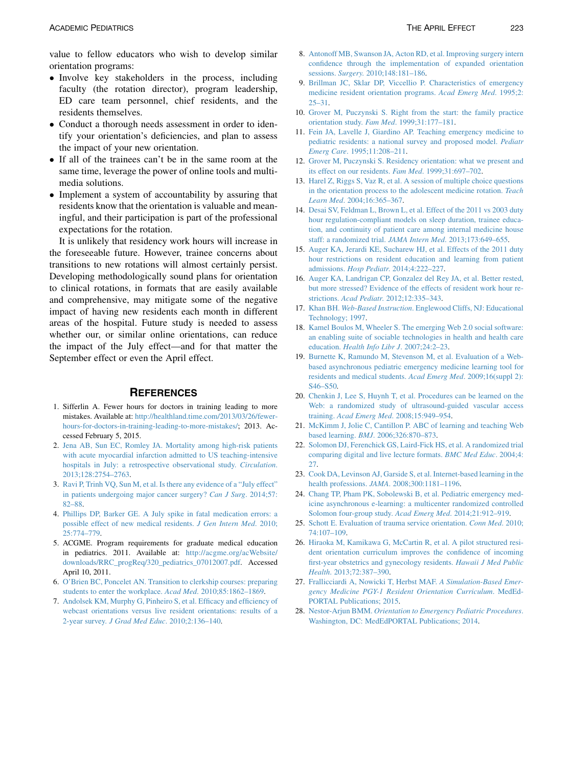value to fellow educators who wish to develop similar orientation programs:

- Involve key stakeholders in the process, including faculty (the rotation director), program leadership, ED care team personnel, chief residents, and the residents themselves.
- Conduct a thorough needs assessment in order to identify your orientation's deficiencies, and plan to assess the impact of your new orientation.
- If all of the trainees can't be in the same room at the same time, leverage the power of online tools and multimedia solutions.
- Implement a system of accountability by assuring that residents know that the orientation is valuable and meaningful, and their participation is part of the professional expectations for the rotation.

It is unlikely that residency work hours will increase in the foreseeable future. However, trainee concerns about transitions to new rotations will almost certainly persist. Developing methodologically sound plans for orientation to clinical rotations, in formats that are easily available and comprehensive, may mitigate some of the negative impact of having new residents each month in different areas of the hospital. Future study is needed to assess whether our, or similar online orientations, can reduce the impact of the July effect—and for that matter the September effect or even the April effect.

## References

1. Sifferlin A. Fewer hours for doctors in training leading to more mistakes. Available at: http://healthland.time.com/2013/03/26/fewer-hours-for-doctors-in-training-leading-to-more-mistakes/; 2013. Accessed February 5, 2015.
2. Jena AB, Sun EC, Romley JA. Mortality among high-risk patients with acute myocardial infarction admitted to US teaching-intensive hospitals in July: a retrospective observational study. *Circulation*. 2013;128:2754–2763.
3. Ravi P, Trinh VQ, Sun M, et al. Is there any evidence of a "July effect" in patients undergoing major cancer surgery? *Can J Surg*. 2014;57: 82–88.
4. Phillips DP, Barker GE. A July spike in fatal medication errors: a possible effect of new medical residents. *J Gen Intern Med*. 2010; 25:774–779.
5. ACGME. Program requirements for graduate medical education in pediatrics. 2011. Available at: http://acgme.org/acWebsite/downloads/RRC_progReq/320_pediatrics_07012007.pdf. Accessed April 10, 2011.
6. O'Brien BC, Poncelet AN. Transition to clerkship courses: preparing students to enter the workplace. *Acad Med*. 2010;85:1862–1869.
7. Andolsek KM, Murphy G, Pinheiro S, et al. Efficacy and efficiency of webcast orientations versus live resident orientations: results of a 2-year survey. *J Grad Med Educ*. 2010;2:136–140.
8. Antonoff MB, Swanson JA, Acton RD, et al. Improving surgery intern confidence through the implementation of expanded orientation sessions. *Surgery*. 2010;148:181–186.
9. Brillman JC, Sklar DP, Viccellio P. Characteristics of emergency medicine resident orientation programs. *Acad Emerg Med*. 1995;2: 25–31.
10. Grover M, Puczynski S. Right from the start: the family practice orientation study. *Fam Med*. 1999;31:177–181.
11. Fein JA, Lavelle J, Giardino AP. Teaching emergency medicine to pediatric residents: a national survey and proposed model. *Pediatr Emerg Care*. 1995;11:208–211.
12. Grover M, Puczynski S. Residency orientation: what we present and its effect on our residents. *Fam Med*. 1999;31:697–702.
13. Harel Z, Riggs S, Vaz R, et al. A session of multiple choice questions in the orientation process to the adolescent medicine rotation. *Teach Learn Med*. 2004;16:365–367.
14. Desai SV, Feldman L, Brown L, et al. Effect of the 2011 vs 2003 duty hour regulation-compliant models on sleep duration, trainee education, and continuity of patient care among internal medicine house staff: a randomized trial. *JAMA Intern Med*. 2013;173:649–655.
15. Auger KA, Jerardi KE, Sucharew HJ, et al. Effects of the 2011 duty hour restrictions on resident education and learning from patient admissions. *Hosp Pediatr*. 2014;4:222–227.
16. Auger KA, Landrigan CP, Gonzalez del Rey JA, et al. Better rested, but more stressed? Evidence of the effects of resident work hour restrictions. *Acad Pediatr*. 2012;12:335–343.
17. Khan BH. *Web-Based Instruction*. Englewood Cliffs, NJ: Educational Technology; 1997.
18. Kamel Boulos M, Wheeler S. The emerging Web 2.0 social software: an enabling suite of sociable technologies in health and health care education. *Health Info Libr J*. 2007;24:2–23.
19. Burnette K, Ramundo M, Stevenson M, et al. Evaluation of a Web-based asynchronous pediatric emergency medicine learning tool for residents and medical students. *Acad Emerg Med*. 2009;16(suppl 2): S46–S50.
20. Chenkin J, Lee S, Huynh T, et al. Procedures can be learned on the Web: a randomized study of ultrasound-guided vascular access training. *Acad Emerg Med*. 2008;15:949–954.
21. McKimm J, Jolie C, Cantillon P. ABC of learning and teaching Web based learning. *BMJ*. 2006;326:870–873.
22. Solomon DJ, Ferenchick GS, Laird-Fick HS, et al. A randomized trial comparing digital and live lecture formats. *BMC Med Educ*. 2004;4: 27.
23. Cook DA, Levinson AJ, Garside S, et al. Internet-based learning in the health professions. *JAMA*. 2008;300:1181–1196.
24. Chang TP, Pham PK, Sobolewski B, et al. Pediatric emergency medicine asynchronous e-learning: a multicenter randomized controlled Solomon four-group study. *Acad Emerg Med*. 2014;21:912–919.
25. Schott E. Evaluation of trauma service orientation. *Conn Med*. 2010; 74:107–109.
26. Hiraoka M, Kamikawa G, McCartin R, et al. A pilot structured resident orientation curriculum improves the confidence of incoming first-year obstetrics and gynecology residents. *Hawaii J Med Public Health*. 2013;72:387–390.
27. Frallicciardi A, Nowicki T, Herbst MAF. *A Simulation-Based Emergency Medicine PGY-1 Resident Orientation Curriculum*. MedEdPORTAL Publications; 2015.
28. Nestor-Arjun BMM. *Orientation to Emergency Pediatric Procedures*. Washington, DC: MedEdPORTAL Publications; 2014.